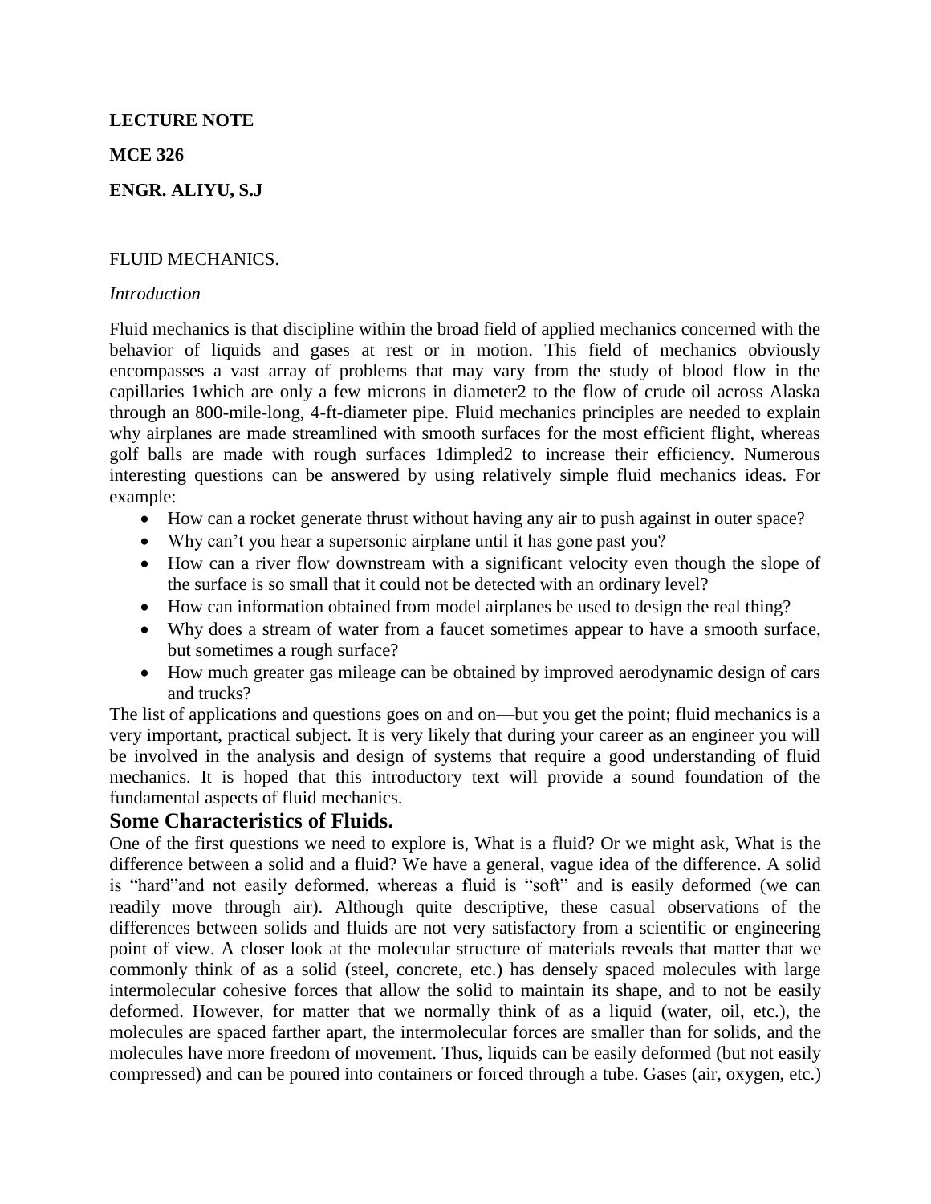**LECTURE NOTE**

**MCE 326**

**ENGR. ALIYU, S.J**

FLUID MECHANICS.

*Introduction*

Fluid mechanics is that discipline within the broad field of applied mechanics concerned with the behavior of liquids and gases at rest or in motion. This field of mechanics obviously encompasses a vast array of problems that may vary from the study of blood flow in the capillaries 1which are only a few microns in diameter2 to the flow of crude oil across Alaska through an 800-mile-long, 4-ft-diameter pipe. Fluid mechanics principles are needed to explain why airplanes are made streamlined with smooth surfaces for the most efficient flight, whereas golf balls are made with rough surfaces 1dimpled2 to increase their efficiency. Numerous interesting questions can be answered by using relatively simple fluid mechanics ideas. For example:

- How can a rocket generate thrust without having any air to push against in outer space?
- Why can't you hear a supersonic airplane until it has gone past you?
- How can a river flow downstream with a significant velocity even though the slope of the surface is so small that it could not be detected with an ordinary level?
- How can information obtained from model airplanes be used to design the real thing?
- Why does a stream of water from a faucet sometimes appear to have a smooth surface, but sometimes a rough surface?
- How much greater gas mileage can be obtained by improved aerodynamic design of cars and trucks?

The list of applications and questions goes on and on—but you get the point; fluid mechanics is a very important, practical subject. It is very likely that during your career as an engineer you will be involved in the analysis and design of systems that require a good understanding of fluid mechanics. It is hoped that this introductory text will provide a sound foundation of the fundamental aspects of fluid mechanics.

## Some Characteristics of Fluids.

One of the first questions we need to explore is, What is a fluid? Or we might ask, What is the difference between a solid and a fluid? We have a general, vague idea of the difference. A solid is "hard"and not easily deformed, whereas a fluid is "soft" and is easily deformed (we can readily move through air). Although quite descriptive, these casual observations of the differences between solids and fluids are not very satisfactory from a scientific or engineering point of view. A closer look at the molecular structure of materials reveals that matter that we commonly think of as a solid (steel, concrete, etc.) has densely spaced molecules with large intermolecular cohesive forces that allow the solid to maintain its shape, and to not be easily deformed. However, for matter that we normally think of as a liquid (water, oil, etc.), the molecules are spaced farther apart, the intermolecular forces are smaller than for solids, and the molecules have more freedom of movement. Thus, liquids can be easily deformed (but not easily compressed) and can be poured into containers or forced through a tube. Gases (air, oxygen, etc.)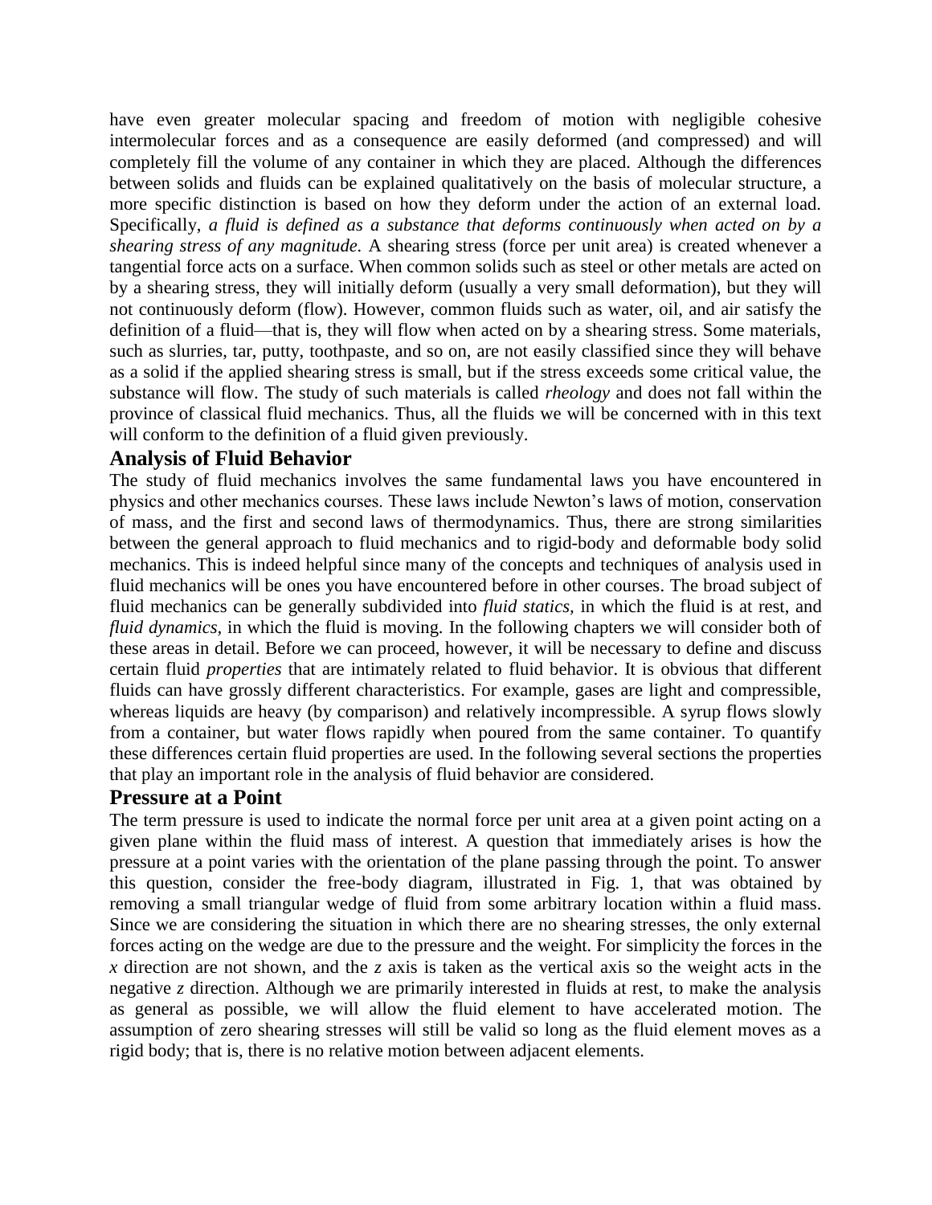have even greater molecular spacing and freedom of motion with negligible cohesive intermolecular forces and as a consequence are easily deformed (and compressed) and will completely fill the volume of any container in which they are placed. Although the differences between solids and fluids can be explained qualitatively on the basis of molecular structure, a more specific distinction is based on how they deform under the action of an external load. Specifically, *a fluid is defined as a substance that deforms continuously when acted on by a shearing stress of any magnitude.* A shearing stress (force per unit area) is created whenever a tangential force acts on a surface. When common solids such as steel or other metals are acted on by a shearing stress, they will initially deform (usually a very small deformation), but they will not continuously deform (flow). However, common fluids such as water, oil, and air satisfy the definition of a fluid—that is, they will flow when acted on by a shearing stress. Some materials, such as slurries, tar, putty, toothpaste, and so on, are not easily classified since they will behave as a solid if the applied shearing stress is small, but if the stress exceeds some critical value, the substance will flow. The study of such materials is called *rheology* and does not fall within the province of classical fluid mechanics. Thus, all the fluids we will be concerned with in this text will conform to the definition of a fluid given previously.

## Analysis of Fluid Behavior

The study of fluid mechanics involves the same fundamental laws you have encountered in physics and other mechanics courses. These laws include Newton's laws of motion, conservation of mass, and the first and second laws of thermodynamics. Thus, there are strong similarities between the general approach to fluid mechanics and to rigid-body and deformable body solid mechanics. This is indeed helpful since many of the concepts and techniques of analysis used in fluid mechanics will be ones you have encountered before in other courses. The broad subject of fluid mechanics can be generally subdivided into *fluid statics,* in which the fluid is at rest, and *fluid dynamics,* in which the fluid is moving. In the following chapters we will consider both of these areas in detail. Before we can proceed, however, it will be necessary to define and discuss certain fluid *properties* that are intimately related to fluid behavior. It is obvious that different fluids can have grossly different characteristics. For example, gases are light and compressible, whereas liquids are heavy (by comparison) and relatively incompressible. A syrup flows slowly from a container, but water flows rapidly when poured from the same container. To quantify these differences certain fluid properties are used. In the following several sections the properties that play an important role in the analysis of fluid behavior are considered.

## Pressure at a Point

The term pressure is used to indicate the normal force per unit area at a given point acting on a given plane within the fluid mass of interest. A question that immediately arises is how the pressure at a point varies with the orientation of the plane passing through the point. To answer this question, consider the free-body diagram, illustrated in Fig. 1, that was obtained by removing a small triangular wedge of fluid from some arbitrary location within a fluid mass. Since we are considering the situation in which there are no shearing stresses, the only external forces acting on the wedge are due to the pressure and the weight. For simplicity the forces in the $x$ direction are not shown, and the $z$ axis is taken as the vertical axis so the weight acts in the negative $z$ direction. Although we are primarily interested in fluids at rest, to make the analysis as general as possible, we will allow the fluid element to have accelerated motion. The assumption of zero shearing stresses will still be valid so long as the fluid element moves as a rigid body; that is, there is no relative motion between adjacent elements.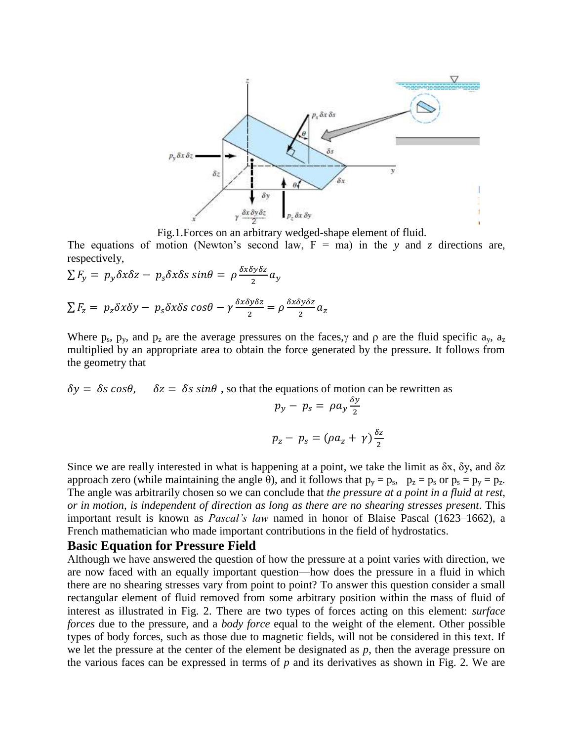Fig.1.Forces on an arbitrary wedged-shape element of fluid.

The equations of motion (Newton's second law, F = ma) in the $y$ and $z$ directions are, respectively,

$$\sum F_y = p_y \delta x \delta z - p_s \delta x \delta s \sin\theta = \rho \frac{\delta x \delta y \delta z}{2} a_y$$

$$\sum F_z = p_z \delta x \delta y - p_s \delta x \delta s \cos\theta - \gamma \frac{\delta x \delta y \delta z}{2} = \rho \frac{\delta x \delta y \delta z}{2} a_z$$

Where $p_s$, $p_y$, and $p_z$ are the average pressures on the faces, $\gamma$ and $\rho$ are the fluid specific $a_y$, $a_z$ multiplied by an appropriate area to obtain the force generated by the pressure. It follows from the geometry that

$\delta y = \delta s \cos\theta$, $\delta z = \delta s \sin\theta$ , so that the equations of motion can be rewritten as

$$p_y - p_s = \rho a_y \frac{\delta y}{2}$$

$$p_z - p_s = (\rho a_z + \gamma) \frac{\delta z}{2}$$

Since we are really interested in what is happening at a point, we take the limit as δx, δy, and δz approach zero (while maintaining the angle θ), and it follows that $p_y = p_s$, $p_z = p_s$ or $p_s = p_y = p_z$. The angle was arbitrarily chosen so we can conclude that *the pressure at a point in a fluid at rest, or in motion, is independent of direction as long as there are no shearing stresses present*. This important result is known as *Pascal's law* named in honor of Blaise Pascal (1623–1662), a French mathematician who made important contributions in the field of hydrostatics.

## Basic Equation for Pressure Field

Although we have answered the question of how the pressure at a point varies with direction, we are now faced with an equally important question—how does the pressure in a fluid in which there are no shearing stresses vary from point to point? To answer this question consider a small rectangular element of fluid removed from some arbitrary position within the mass of fluid of interest as illustrated in Fig. 2. There are two types of forces acting on this element: *surface forces* due to the pressure, and a *body force* equal to the weight of the element. Other possible types of body forces, such as those due to magnetic fields, will not be considered in this text. If we let the pressure at the center of the element be designated as $p$, then the average pressure on the various faces can be expressed in terms of $p$ and its derivatives as shown in Fig. 2. We are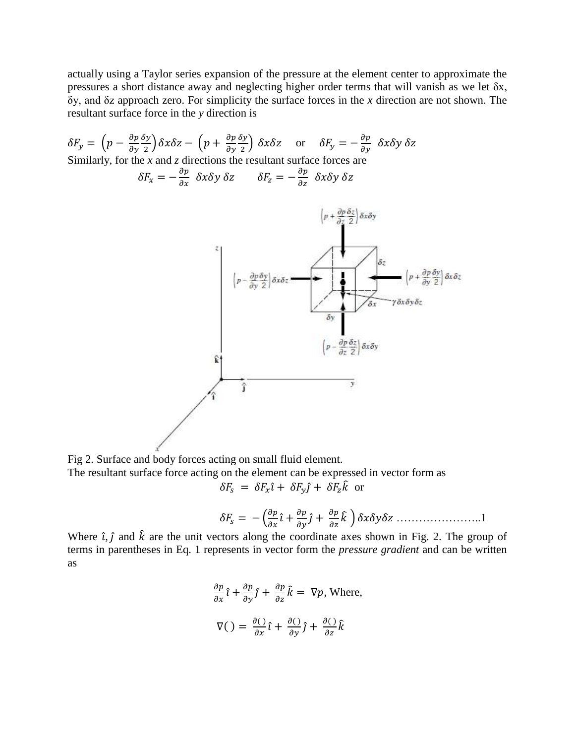actually using a Taylor series expansion of the pressure at the element center to approximate the pressures a short distance away and neglecting higher order terms that will vanish as we let δx, δy, and δz approach zero. For simplicity the surface forces in the *x* direction are not shown. The resultant surface force in the *y* direction is

$$\delta F_y = \left(p - \frac{\partial p}{\partial y}\frac{\delta y}{2}\right)\delta x \delta z - \left(p + \frac{\partial p}{\partial y}\frac{\delta y}{2}\right)\delta x \delta z \quad \text{or} \quad \delta F_y = -\frac{\partial p}{\partial y}\,\delta x \delta y\, \delta z$$

Similarly, for the *x* and *z* directions the resultant surface forces are

$$\delta F_x = -\frac{\partial p}{\partial x}\,\delta x \delta y\, \delta z \qquad \delta F_z = -\frac{\partial p}{\partial z}\,\delta x \delta y\, \delta z$$

Fig 2. Surface and body forces acting on small fluid element.

The resultant surface force acting on the element can be expressed in vector form as

$$\delta F_s = \delta F_x \hat{\imath} + \delta F_y \hat{\jmath} + \delta F_z \hat{k} \quad \text{or}$$

$$\delta F_s = -\left(\frac{\partial p}{\partial x}\hat{\imath} + \frac{\partial p}{\partial y}\hat{\jmath} + \frac{\partial p}{\partial z}\hat{k}\right)\delta x \delta y \delta z \quad \text{……………………..1}$$

Where $\hat{\imath}, \hat{\jmath}$ and $\hat{k}$ are the unit vectors along the coordinate axes shown in Fig. 2. The group of terms in parentheses in Eq. 1 represents in vector form the *pressure gradient* and can be written as

$$\frac{\partial p}{\partial x}\hat{\imath} + \frac{\partial p}{\partial y}\hat{\jmath} + \frac{\partial p}{\partial z}\hat{k} = \nabla p, \text{ Where,}$$

$$\nabla() = \frac{\partial()}{\partial x}\hat{\imath} + \frac{\partial()}{\partial y}\hat{\jmath} + \frac{\partial()}{\partial z}\hat{k}$$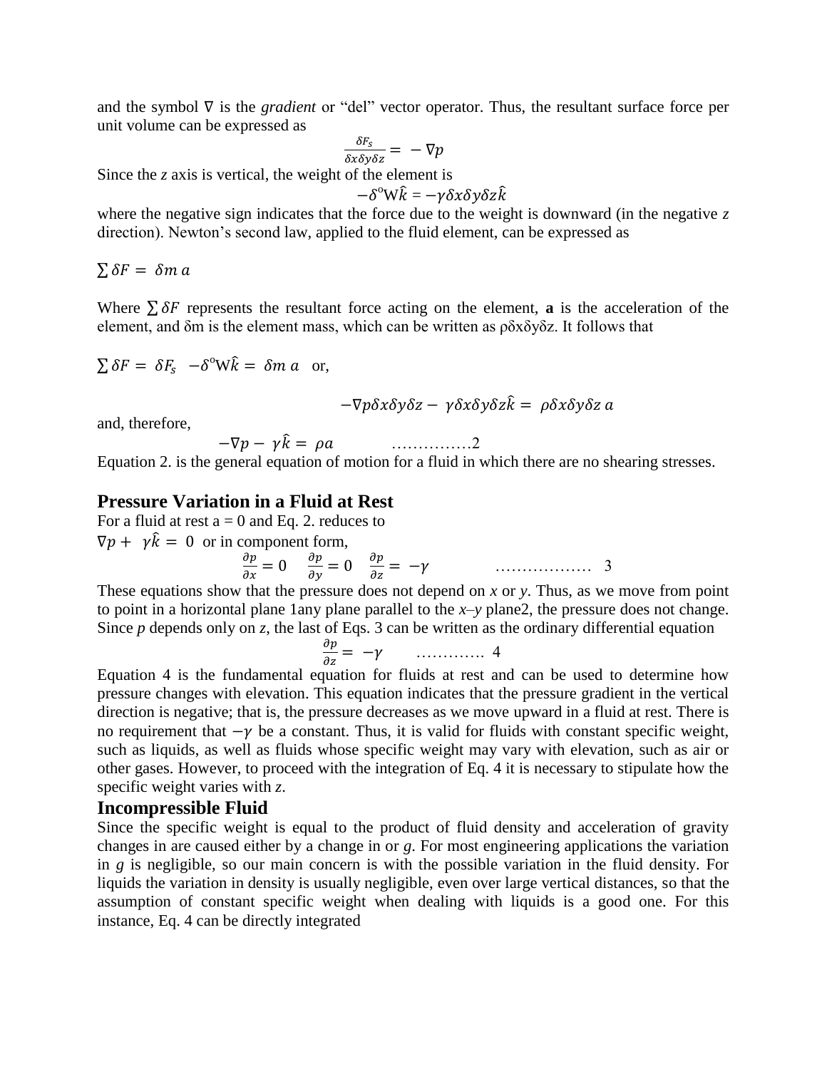and the symbol $\nabla$ is the *gradient* or "del" vector operator. Thus, the resultant surface force per unit volume can be expressed as

$$\frac{\delta F_s}{\delta x \delta y \delta z} = -\nabla p$$

Since the *z* axis is vertical, the weight of the element is

$$-\delta^{o} W \hat{k} = -\gamma \delta x \delta y \delta z \hat{k}$$

where the negative sign indicates that the force due to the weight is downward (in the negative *z* direction). Newton's second law, applied to the fluid element, can be expressed as

$$\sum \delta F = \delta m\, a$$

Where $\sum \delta F$ represents the resultant force acting on the element, **a** is the acceleration of the element, and δm is the element mass, which can be written as ρδxδyδz. It follows that

$\sum \delta F = \delta F_s \; - \delta^{o} W \hat{k} = \delta m\, a$ or,

$$-\nabla p \delta x \delta y \delta z - \gamma \delta x \delta y \delta z \hat{k} = \rho \delta x \delta y \delta z\, a$$

and, therefore,

$$-\nabla p - \gamma \hat{k} = \rho a \qquad \text{……………2}$$

Equation 2. is the general equation of motion for a fluid in which there are no shearing stresses.

## Pressure Variation in a Fluid at Rest

For a fluid at rest a = 0 and Eq. 2. reduces to

$\nabla p + \gamma \hat{k} = 0$ or in component form,

$$\frac{\partial p}{\partial x} = 0 \quad \frac{\partial p}{\partial y} = 0 \quad \frac{\partial p}{\partial z} = -\gamma \qquad \text{……………… 3}$$

These equations show that the pressure does not depend on *x* or *y*. Thus, as we move from point to point in a horizontal plane 1any plane parallel to the *x*–*y* plane2, the pressure does not change. Since *p* depends only on *z*, the last of Eqs. 3 can be written as the ordinary differential equation

$$\frac{\partial p}{\partial z} = -\gamma \qquad \text{…………. 4}$$

Equation 4 is the fundamental equation for fluids at rest and can be used to determine how pressure changes with elevation. This equation indicates that the pressure gradient in the vertical direction is negative; that is, the pressure decreases as we move upward in a fluid at rest. There is no requirement that $-\gamma$ be a constant. Thus, it is valid for fluids with constant specific weight, such as liquids, as well as fluids whose specific weight may vary with elevation, such as air or other gases. However, to proceed with the integration of Eq. 4 it is necessary to stipulate how the specific weight varies with *z*.

## Incompressible Fluid

Since the specific weight is equal to the product of fluid density and acceleration of gravity changes in are caused either by a change in or *g*. For most engineering applications the variation in *g* is negligible, so our main concern is with the possible variation in the fluid density. For liquids the variation in density is usually negligible, even over large vertical distances, so that the assumption of constant specific weight when dealing with liquids is a good one. For this instance, Eq. 4 can be directly integrated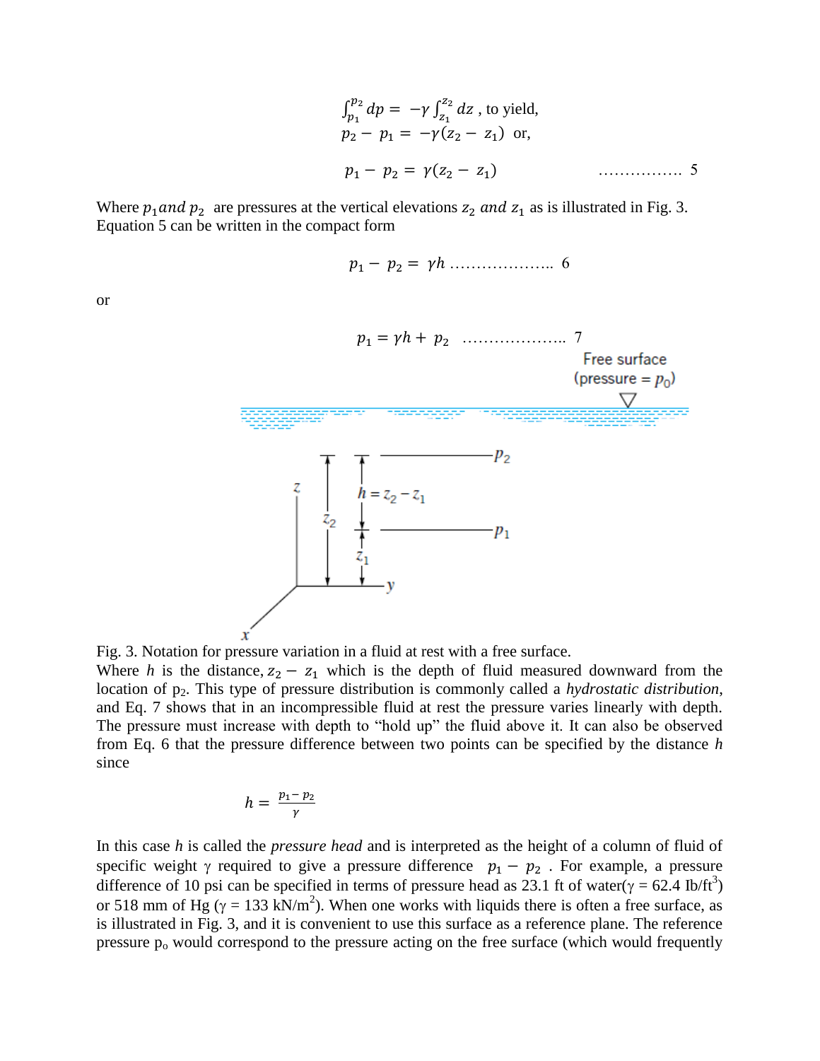$$\int_{p_1}^{p_2} dp = -\gamma \int_{z_1}^{z_2} dz \text{ , to yield,}$$

$$p_2 - p_1 = -\gamma(z_2 - z_1) \text{ or,}$$

$$p_1 - p_2 = \gamma(z_2 - z_1) \quad \ldots\ldots\ldots\ldots\ldots\; 5$$

Where $p_1 and\, p_2$ are pressures at the vertical elevations $z_2\ and\ z_1$ as is illustrated in Fig. 3. Equation 5 can be written in the compact form

$$p_1 - p_2 = \gamma h \;\ldots\ldots\ldots\ldots\ldots\ldots\; 6$$

or

$$p_1 = \gamma h + p_2 \quad \ldots\ldots\ldots\ldots\ldots\ldots\; 7$$

Fig. 3. Notation for pressure variation in a fluid at rest with a free surface.

Where $h$ is the distance, $z_2 - z_1$ which is the depth of fluid measured downward from the location of $p_2$. This type of pressure distribution is commonly called a *hydrostatic distribution*, and Eq. 7 shows that in an incompressible fluid at rest the pressure varies linearly with depth. The pressure must increase with depth to "hold up" the fluid above it. It can also be observed from Eq. 6 that the pressure difference between two points can be specified by the distance $h$ since

$$h = \frac{p_1 - p_2}{\gamma}$$

In this case $h$ is called the *pressure head* and is interpreted as the height of a column of fluid of specific weight γ required to give a pressure difference $p_1 - p_2$. For example, a pressure difference of 10 psi can be specified in terms of pressure head as 23.1 ft of water($\gamma$ = 62.4 Ib/ft$^3$) or 518 mm of Hg ($\gamma$ = 133 kN/m$^2$). When one works with liquids there is often a free surface, as is illustrated in Fig. 3, and it is convenient to use this surface as a reference plane. The reference pressure $p_o$ would correspond to the pressure acting on the free surface (which would frequently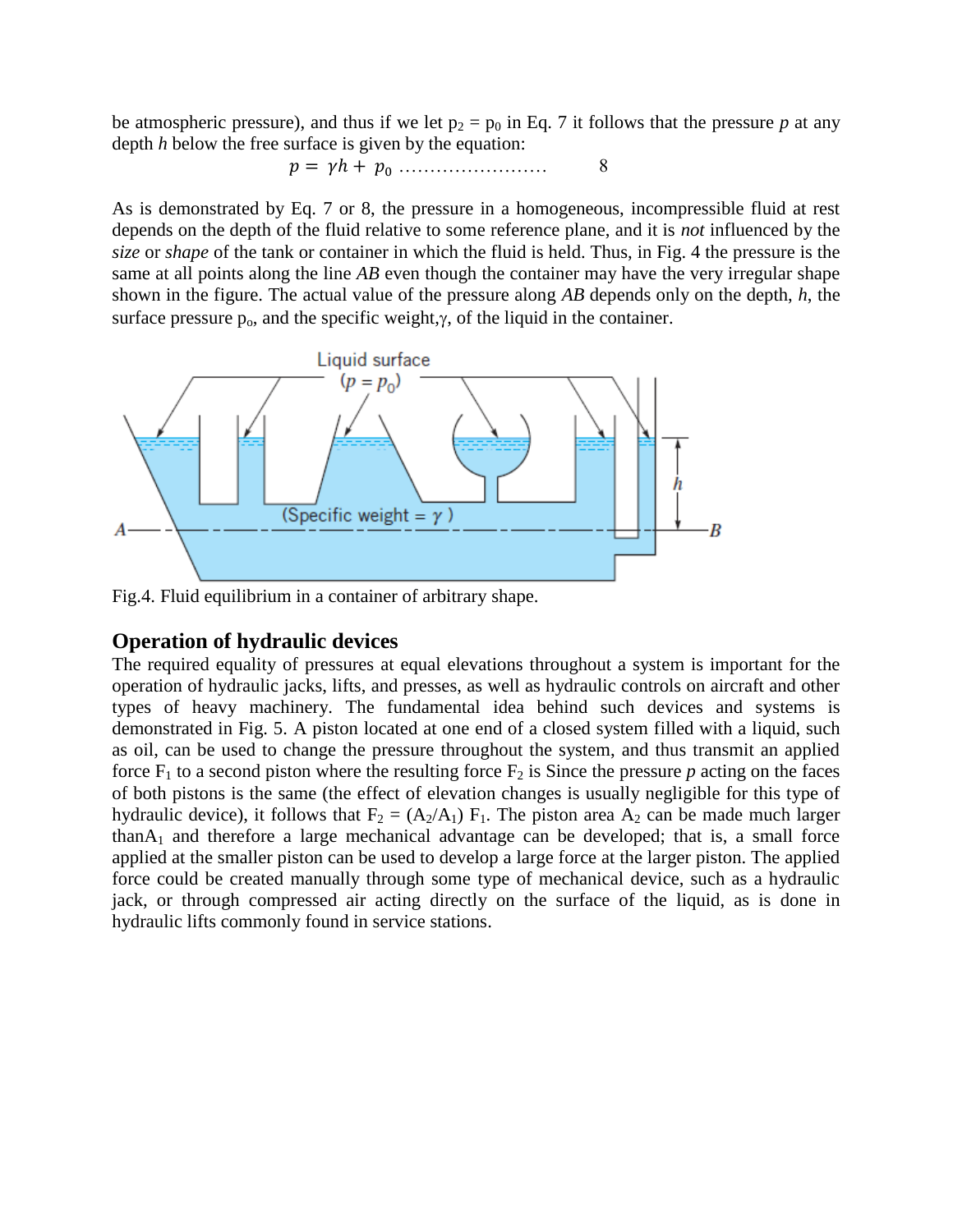be atmospheric pressure), and thus if we let $p_2 = p_0$ in Eq. 7 it follows that the pressure *p* at any depth *h* below the free surface is given by the equation:

$$p = \gamma h + p_0 \quad \ldots\ldots\ldots\ldots\ldots\ldots \quad 8$$

As is demonstrated by Eq. 7 or 8, the pressure in a homogeneous, incompressible fluid at rest depends on the depth of the fluid relative to some reference plane, and it is *not* influenced by the *size* or *shape* of the tank or container in which the fluid is held. Thus, in Fig. 4 the pressure is the same at all points along the line *AB* even though the container may have the very irregular shape shown in the figure. The actual value of the pressure along *AB* depends only on the depth, *h*, the surface pressure $p_o$, and the specific weight, $\gamma$, of the liquid in the container.

Fig.4. Fluid equilibrium in a container of arbitrary shape.

## Operation of hydraulic devices

The required equality of pressures at equal elevations throughout a system is important for the operation of hydraulic jacks, lifts, and presses, as well as hydraulic controls on aircraft and other types of heavy machinery. The fundamental idea behind such devices and systems is demonstrated in Fig. 5. A piston located at one end of a closed system filled with a liquid, such as oil, can be used to change the pressure throughout the system, and thus transmit an applied force $F_1$ to a second piston where the resulting force $F_2$ is Since the pressure *p* acting on the faces of both pistons is the same (the effect of elevation changes is usually negligible for this type of hydraulic device), it follows that $F_2 = (A_2/A_1)\ F_1$. The piston area $A_2$ can be made much larger than$A_1$ and therefore a large mechanical advantage can be developed; that is, a small force applied at the smaller piston can be used to develop a large force at the larger piston. The applied force could be created manually through some type of mechanical device, such as a hydraulic jack, or through compressed air acting directly on the surface of the liquid, as is done in hydraulic lifts commonly found in service stations.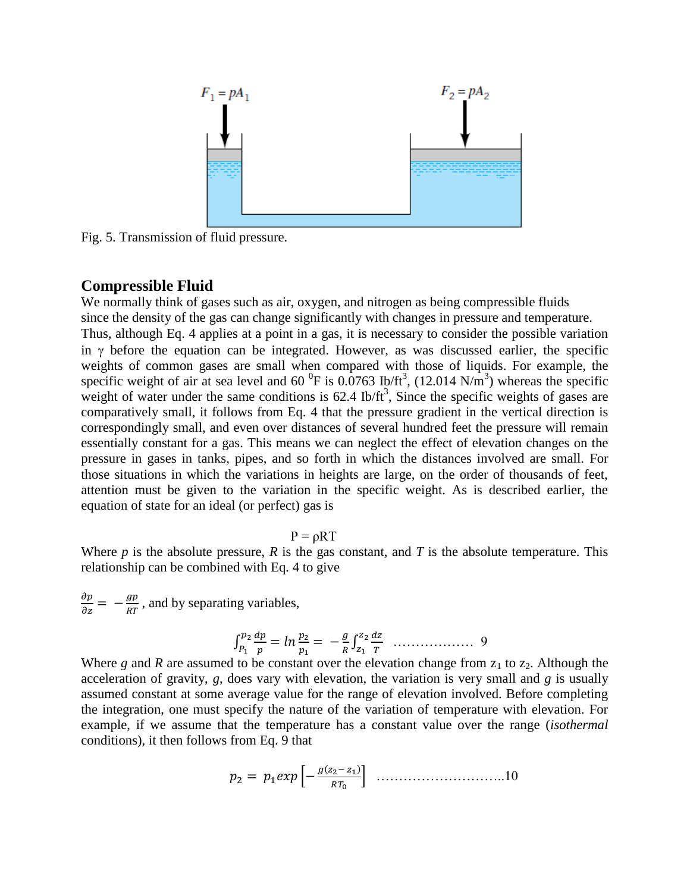Fig. 5. Transmission of fluid pressure.

## Compressible Fluid

We normally think of gases such as air, oxygen, and nitrogen as being compressible fluids since the density of the gas can change significantly with changes in pressure and temperature. Thus, although Eq. 4 applies at a point in a gas, it is necessary to consider the possible variation in $\gamma$ before the equation can be integrated. However, as was discussed earlier, the specific weights of common gases are small when compared with those of liquids. For example, the specific weight of air at sea level and 60 $^0$F is 0.0763 Ib/ft$^3$, (12.014 N/m$^3$) whereas the specific weight of water under the same conditions is 62.4 Ib/ft$^3$, Since the specific weights of gases are comparatively small, it follows from Eq. 4 that the pressure gradient in the vertical direction is correspondingly small, and even over distances of several hundred feet the pressure will remain essentially constant for a gas. This means we can neglect the effect of elevation changes on the pressure in gases in tanks, pipes, and so forth in which the distances involved are small. For those situations in which the variations in heights are large, on the order of thousands of feet, attention must be given to the variation in the specific weight. As is described earlier, the equation of state for an ideal (or perfect) gas is

$$P = \rho RT$$

Where *p* is the absolute pressure, *R* is the gas constant, and *T* is the absolute temperature. This relationship can be combined with Eq. 4 to give

$\frac{\partial p}{\partial z} = -\frac{gp}{RT}$, and by separating variables,

$$\int_{P_1}^{p_2} \frac{dp}{p} = ln\,\frac{p_2}{p_1} = -\frac{g}{R}\int_{z_1}^{z_2} \frac{dz}{T} \quad \ldots\ldots\ldots\ldots\ldots\ldots \; 9$$

Where *g* and *R* are assumed to be constant over the elevation change from $z_1$ to $z_2$. Although the acceleration of gravity, *g*, does vary with elevation, the variation is very small and *g* is usually assumed constant at some average value for the range of elevation involved. Before completing the integration, one must specify the nature of the variation of temperature with elevation. For example, if we assume that the temperature has a constant value over the range (*isothermal* conditions), it then follows from Eq. 9 that

$$p_2 = p_1 exp\left[-\frac{g(z_2 - z_1)}{RT_0}\right] \quad \ldots\ldots\ldots\ldots\ldots\ldots\ldots\ldots\ldots..10$$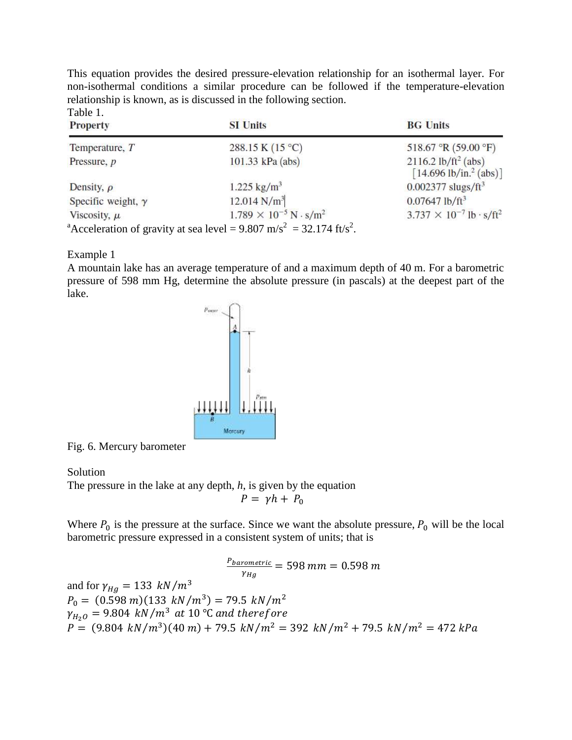This equation provides the desired pressure-elevation relationship for an isothermal layer. For non-isothermal conditions a similar procedure can be followed if the temperature-elevation relationship is known, as is discussed in the following section.

Table 1.

| Property | SI Units | BG Units |
|---|---|---|
| Temperature, $T$ | 288.15 K (15 °C) | 518.67 °R (59.00 °F) |
| Pressure, $p$ | 101.33 kPa (abs) | 2116.2 lb/ft$^2$ (abs) [14.696 lb/in.$^2$ (abs)] |
| Density, $\rho$ | 1.225 kg/m$^3$ | 0.002377 slugs/ft$^3$ |
| Specific weight, $\gamma$ | 12.014 N/m$^3$ | 0.07647 lb/ft$^3$ |
| Viscosity, $\mu$ | $1.789 \times 10^{-5}$ N · s/m$^2$ | $3.737 \times 10^{-7}$ lb · s/ft$^2$ |

[a]Acceleration of gravity at sea level = 9.807 m/s$^2$ = 32.174 ft/s$^2$.

Example 1

A mountain lake has an average temperature of and a maximum depth of 40 m. For a barometric pressure of 598 mm Hg, determine the absolute pressure (in pascals) at the deepest part of the lake.

Fig. 6. Mercury barometer

Solution

The pressure in the lake at any depth, $h$, is given by the equation

$$P = \gamma h + P_0$$

Where $P_0$ is the pressure at the surface. Since we want the absolute pressure, $P_0$ will be the local barometric pressure expressed in a consistent system of units; that is

$$\frac{P_{barometric}}{\gamma_{Hg}} = 598\, mm = 0.598\, m$$

and for $\gamma_{Hg} = 133\ kN/m^3$

$P_0 = (0.598\, m)(133\ kN/m^3) = 79.5\ kN/m^2$

$\gamma_{H_2O} = 9.804\ kN/m^3$ *at* 10 ℃ *and therefore*

$P = (9.804\ kN/m^3)(40\, m) + 79.5\ kN/m^2 = 392\ kN/m^2 + 79.5\ kN/m^2 = 472\, kPa$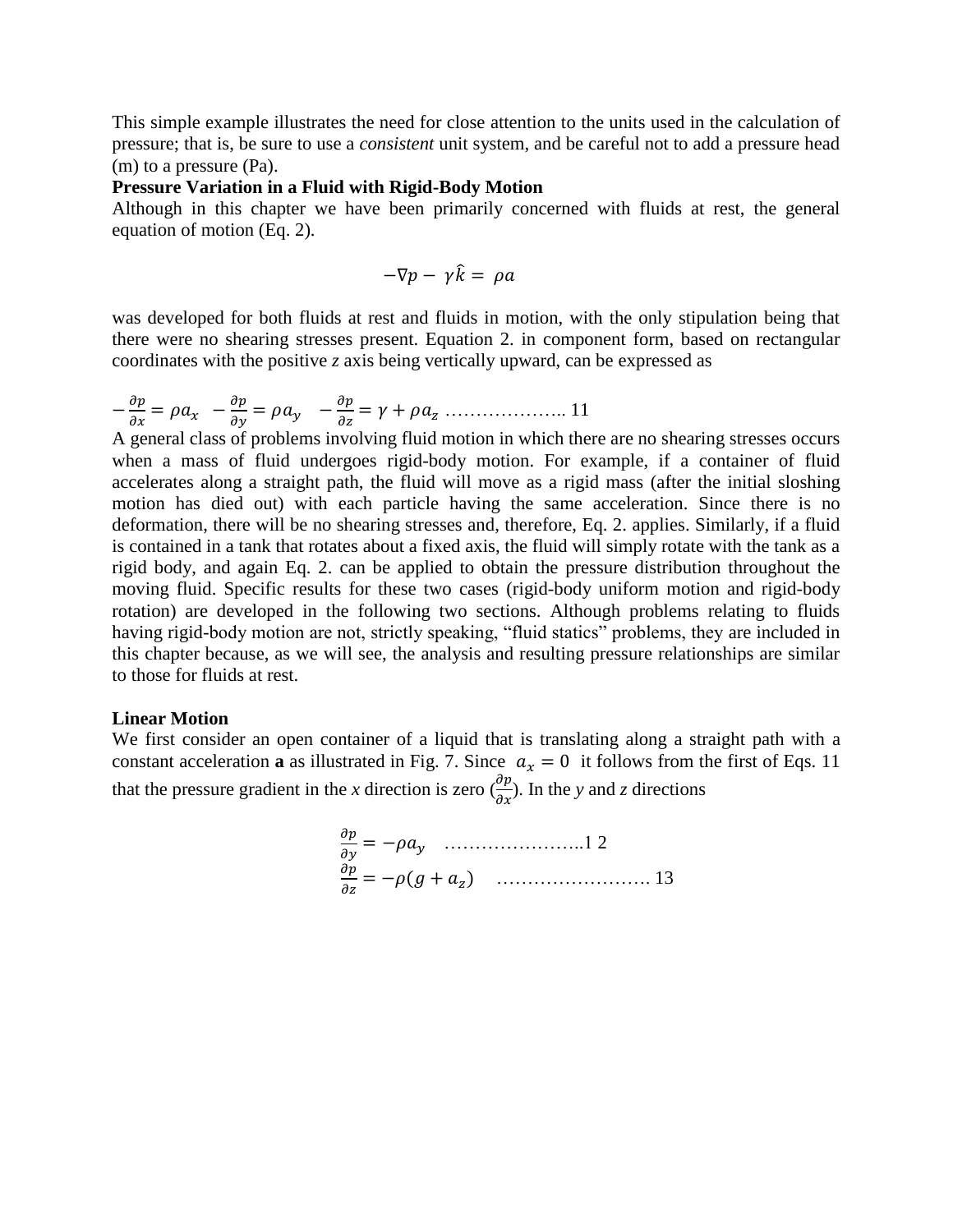This simple example illustrates the need for close attention to the units used in the calculation of pressure; that is, be sure to use a *consistent* unit system, and be careful not to add a pressure head (m) to a pressure (Pa).

**Pressure Variation in a Fluid with Rigid-Body Motion**

Although in this chapter we have been primarily concerned with fluids at rest, the general equation of motion (Eq. 2).

$$-\nabla p - \gamma \hat{k} = \rho a$$

was developed for both fluids at rest and fluids in motion, with the only stipulation being that there were no shearing stresses present. Equation 2. in component form, based on rectangular coordinates with the positive *z* axis being vertically upward, can be expressed as

$$-\frac{\partial p}{\partial x} = \rho a_x \quad -\frac{\partial p}{\partial y} = \rho a_y \quad -\frac{\partial p}{\partial z} = \gamma + \rho a_z \quad \text{………………..} \; 11$$

A general class of problems involving fluid motion in which there are no shearing stresses occurs when a mass of fluid undergoes rigid-body motion. For example, if a container of fluid accelerates along a straight path, the fluid will move as a rigid mass (after the initial sloshing motion has died out) with each particle having the same acceleration. Since there is no deformation, there will be no shearing stresses and, therefore, Eq. 2. applies. Similarly, if a fluid is contained in a tank that rotates about a fixed axis, the fluid will simply rotate with the tank as a rigid body, and again Eq. 2. can be applied to obtain the pressure distribution throughout the moving fluid. Specific results for these two cases (rigid-body uniform motion and rigid-body rotation) are developed in the following two sections. Although problems relating to fluids having rigid-body motion are not, strictly speaking, "fluid statics" problems, they are included in this chapter because, as we will see, the analysis and resulting pressure relationships are similar to those for fluids at rest.

**Linear Motion**

We first consider an open container of a liquid that is translating along a straight path with a constant acceleration **a** as illustrated in Fig. 7. Since $a_x = 0$ it follows from the first of Eqs. 11 that the pressure gradient in the *x* direction is zero ($\frac{\partial p}{\partial x}$). In the *y* and *z* directions

$$\frac{\partial p}{\partial y} = -\rho a_y \quad \text{…………………..} \; 12$$

$$\frac{\partial p}{\partial z} = -\rho (g + a_z) \quad \text{…………………….} \; 13$$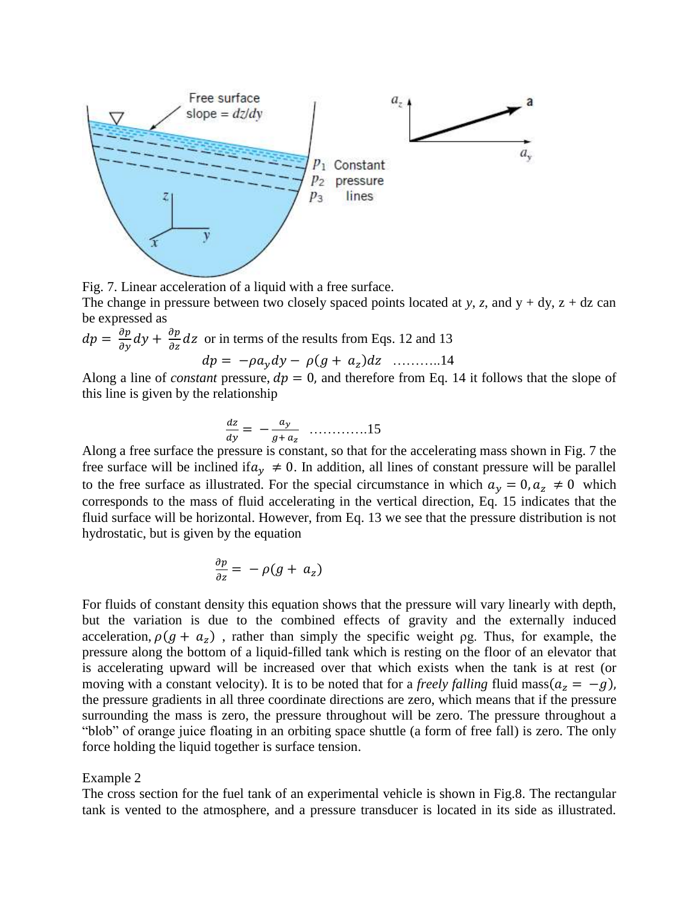Fig. 7. Linear acceleration of a liquid with a free surface.

The change in pressure between two closely spaced points located at *y*, *z*, and y + dy, z + dz can be expressed as

$dp = \frac{\partial p}{\partial y}dy + \frac{\partial p}{\partial z}dz$ or in terms of the results from Eqs. 12 and 13

$$dp = -\rho a_y dy - \rho(g + a_z)dz \quad \text{………..14}$$

Along a line of *constant* pressure, $dp = 0$, and therefore from Eq. 14 it follows that the slope of this line is given by the relationship

$$\frac{dz}{dy} = -\frac{a_y}{g + a_z} \quad \text{…………..15}$$

Along a free surface the pressure is constant, so that for the accelerating mass shown in Fig. 7 the free surface will be inclined if $a_y \neq 0$. In addition, all lines of constant pressure will be parallel to the free surface as illustrated. For the special circumstance in which $a_y = 0, a_z \neq 0$ which corresponds to the mass of fluid accelerating in the vertical direction, Eq. 15 indicates that the fluid surface will be horizontal. However, from Eq. 13 we see that the pressure distribution is not hydrostatic, but is given by the equation

$$\frac{\partial p}{\partial z} = -\rho(g + a_z)$$

For fluids of constant density this equation shows that the pressure will vary linearly with depth, but the variation is due to the combined effects of gravity and the externally induced acceleration, $\rho(g + a_z)$, rather than simply the specific weight ρg. Thus, for example, the pressure along the bottom of a liquid-filled tank which is resting on the floor of an elevator that is accelerating upward will be increased over that which exists when the tank is at rest (or moving with a constant velocity). It is to be noted that for a *freely falling* fluid mass $(a_z = -g)$, the pressure gradients in all three coordinate directions are zero, which means that if the pressure surrounding the mass is zero, the pressure throughout will be zero. The pressure throughout a "blob" of orange juice floating in an orbiting space shuttle (a form of free fall) is zero. The only force holding the liquid together is surface tension.

Example 2

The cross section for the fuel tank of an experimental vehicle is shown in Fig.8. The rectangular tank is vented to the atmosphere, and a pressure transducer is located in its side as illustrated.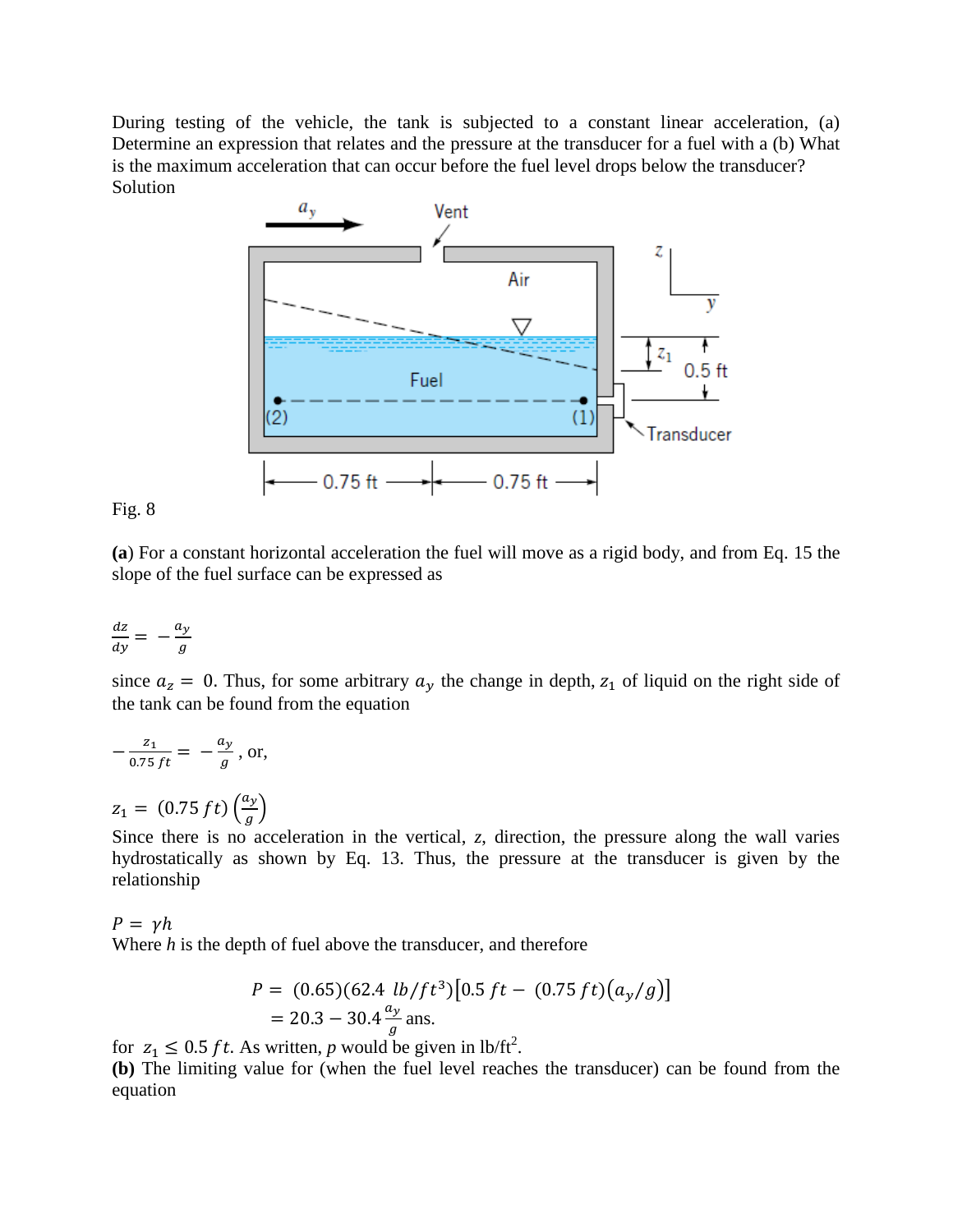During testing of the vehicle, the tank is subjected to a constant linear acceleration, (a) Determine an expression that relates and the pressure at the transducer for a fuel with a (b) What is the maximum acceleration that can occur before the fuel level drops below the transducer?
Solution

Fig. 8

**(a**) For a constant horizontal acceleration the fuel will move as a rigid body, and from Eq. 15 the slope of the fuel surface can be expressed as

$$\frac{dz}{dy} = -\frac{a_y}{g}$$

since $a_z = 0$. Thus, for some arbitrary $a_y$ the change in depth, $z_1$ of liquid on the right side of the tank can be found from the equation

$$-\frac{z_1}{0.75\ ft} = -\frac{a_y}{g}\text{, or,}$$

$$z_1 = (0.75\ ft)\left(\frac{a_y}{g}\right)$$

Since there is no acceleration in the vertical, *z*, direction, the pressure along the wall varies hydrostatically as shown by Eq. 13. Thus, the pressure at the transducer is given by the relationship

$$P = \gamma h$$

Where *h* is the depth of fuel above the transducer, and therefore

$$P = (0.65)(62.4\ lb/ft^3)\left[0.5\ ft - (0.75\ ft)(a_y/g)\right]$$
$$= 20.3 - 30.4\frac{a_y}{g} \text{ ans.}$$

for $z_1 \leq 0.5\ ft$. As written, *p* would be given in lb/ft$^2$.

**(b)** The limiting value for (when the fuel level reaches the transducer) can be found from the equation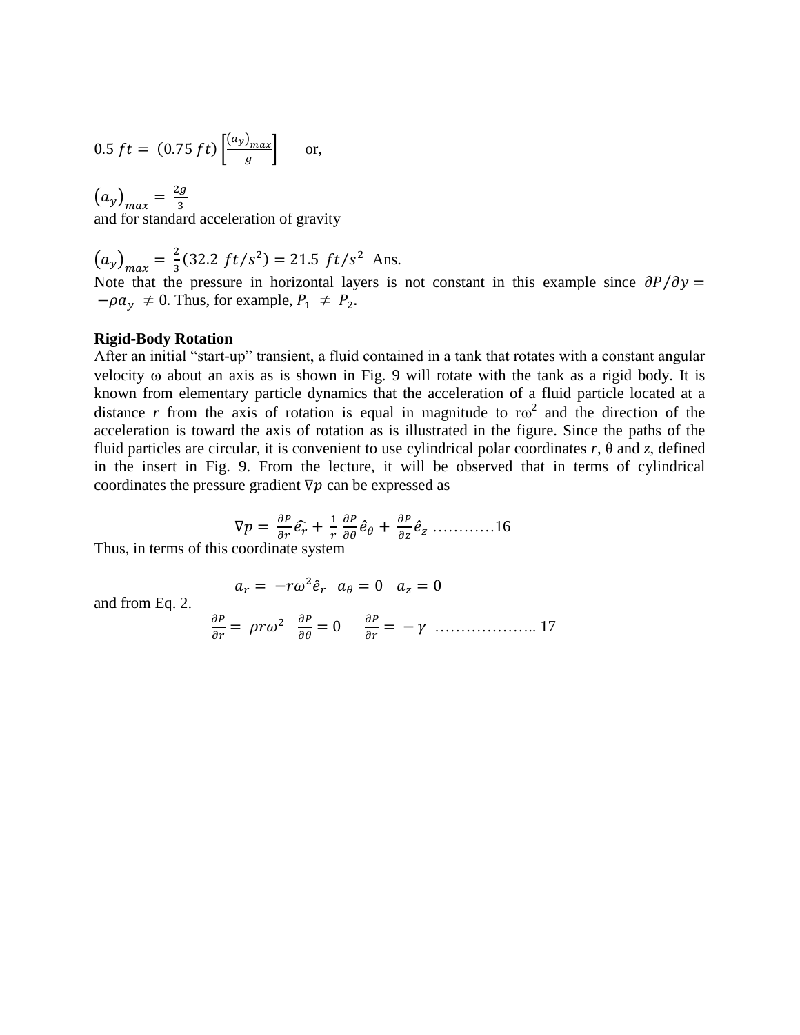$$0.5\ ft = (0.75\ ft)\left[\frac{(a_y)_{max}}{g}\right] \qquad \text{or,}$$

$$(a_y)_{max} = \frac{2g}{3}$$

and for standard acceleration of gravity

$$(a_y)_{max} = \frac{2}{3}(32.2\ ft/s^2) = 21.5\ ft/s^2 \ \text{Ans.}$$

Note that the pressure in horizontal layers is not constant in this example since $\partial P/\partial y = -\rho a_y \neq 0$. Thus, for example, $P_1 \neq P_2$.

**Rigid-Body Rotation**

After an initial "start-up" transient, a fluid contained in a tank that rotates with a constant angular velocity ω about an axis as is shown in Fig. 9 will rotate with the tank as a rigid body. It is known from elementary particle dynamics that the acceleration of a fluid particle located at a distance *r* from the axis of rotation is equal in magnitude to $r\omega^2$ and the direction of the acceleration is toward the axis of rotation as is illustrated in the figure. Since the paths of the fluid particles are circular, it is convenient to use cylindrical polar coordinates *r*, θ and *z*, defined in the insert in Fig. 9. From the lecture, it will be observed that in terms of cylindrical coordinates the pressure gradient $\nabla p$ can be expressed as

$$\nabla p = \frac{\partial P}{\partial r}\hat{e}_r + \frac{1}{r}\frac{\partial P}{\partial \theta}\hat{e}_\theta + \frac{\partial P}{\partial z}\hat{e}_z \ \ldots\ldots\ldots\ldots 16$$

Thus, in terms of this coordinate system

$$a_r = -r\omega^2\hat{e}_r \quad a_\theta = 0 \quad a_z = 0$$

and from Eq. 2.

$$\frac{\partial P}{\partial r} = \rho r\omega^2 \quad \frac{\partial P}{\partial \theta} = 0 \quad \frac{\partial P}{\partial r} = -\gamma \ \ldots\ldots\ldots\ldots\ldots\ldots\ldots 17$$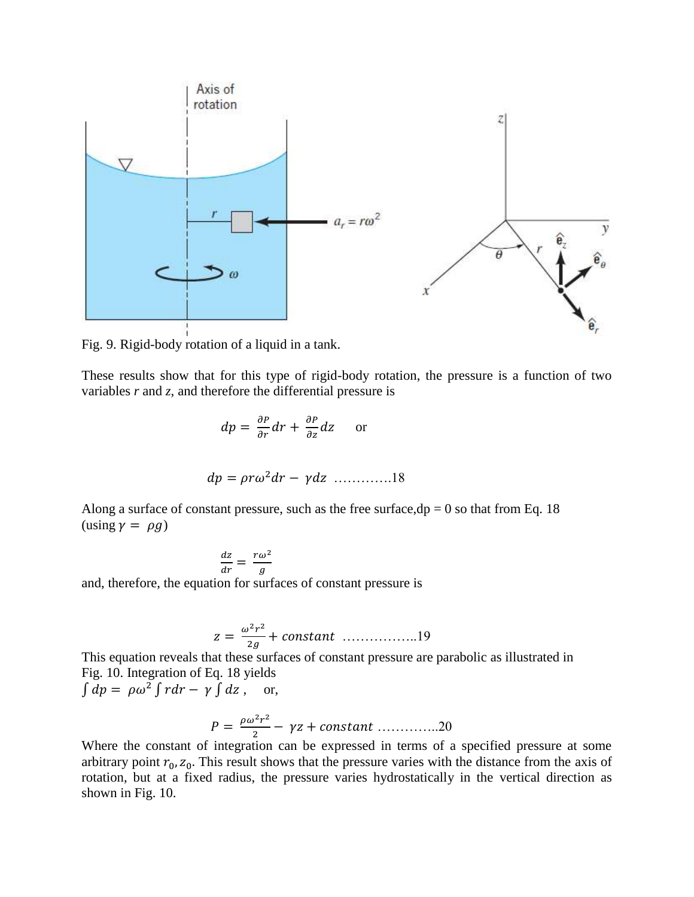Fig. 9. Rigid-body rotation of a liquid in a tank.

These results show that for this type of rigid-body rotation, the pressure is a function of two variables *r* and *z*, and therefore the differential pressure is

$$dp = \frac{\partial P}{\partial r}dr + \frac{\partial P}{\partial z}dz \quad \text{or}$$

$$dp = \rho r\omega^2 dr - \gamma dz \;\; \ldots\ldots\ldots\ldots 18$$

Along a surface of constant pressure, such as the free surface, $dp = 0$ so that from Eq. 18 (using $\gamma = \rho g$)

$$\frac{dz}{dr} = \frac{r\omega^2}{g}$$

and, therefore, the equation for surfaces of constant pressure is

$$z = \frac{\omega^2 r^2}{2g} + constant \;\; \ldots\ldots\ldots\ldots\ldots 19$$

This equation reveals that these surfaces of constant pressure are parabolic as illustrated in Fig. 10. Integration of Eq. 18 yields

$\int dp = \rho\omega^2 \int r dr - \gamma \int dz$, or,

$$P = \frac{\rho\omega^2 r^2}{2} - \gamma z + constant \;\; \ldots\ldots\ldots\ldots 20$$

Where the constant of integration can be expressed in terms of a specified pressure at some arbitrary point $r_0, z_0$. This result shows that the pressure varies with the distance from the axis of rotation, but at a fixed radius, the pressure varies hydrostatically in the vertical direction as shown in Fig. 10.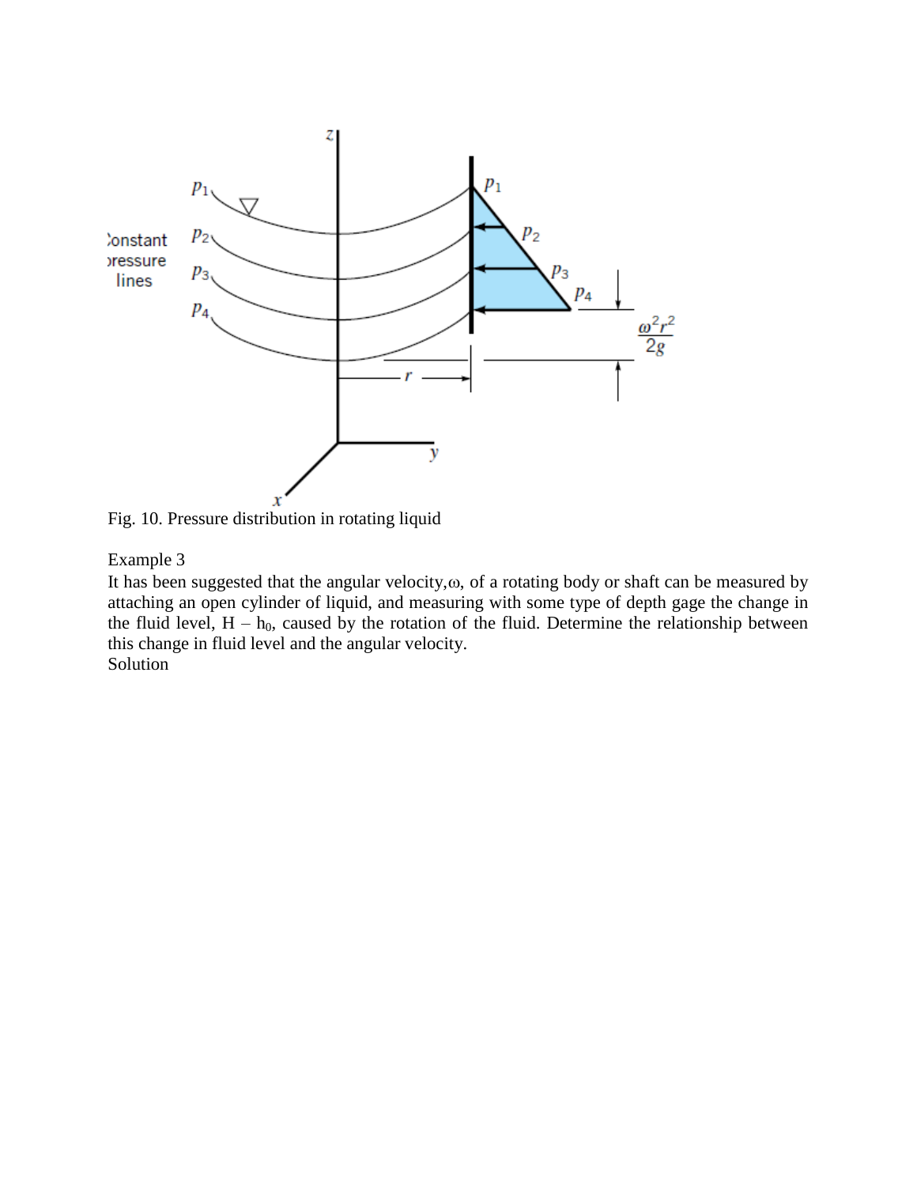Fig. 10. Pressure distribution in rotating liquid

Example 3

It has been suggested that the angular velocity, $\omega$, of a rotating body or shaft can be measured by attaching an open cylinder of liquid, and measuring with some type of depth gage the change in the fluid level, $H - h_0$, caused by the rotation of the fluid. Determine the relationship between this change in fluid level and the angular velocity.

Solution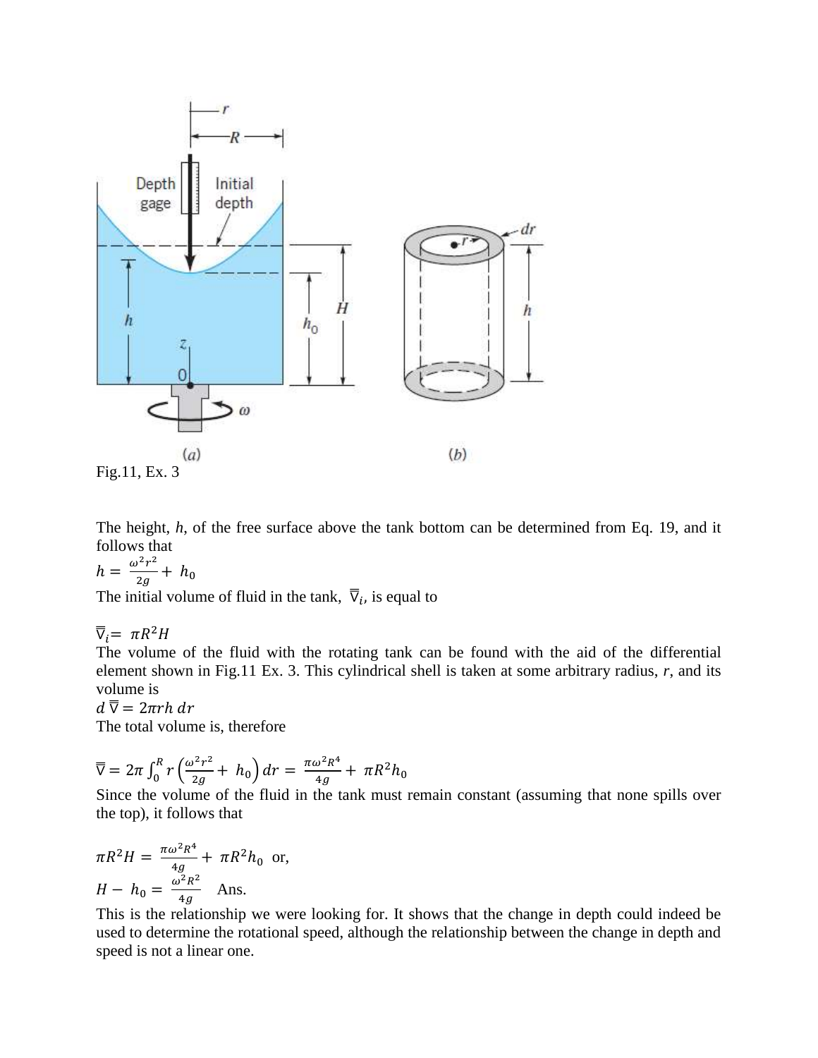Fig.11, Ex. 3

The height, $h$, of the free surface above the tank bottom can be determined from Eq. 19, and it follows that

$$h = \frac{\omega^2 r^2}{2g} + h_0$$

The initial volume of fluid in the tank, $\overline{\nabla}_i$, is equal to

$$\overline{\nabla}_i = \pi R^2 H$$

The volume of the fluid with the rotating tank can be found with the aid of the differential element shown in Fig.11 Ex. 3. This cylindrical shell is taken at some arbitrary radius, $r$, and its volume is

$$d\,\overline{\nabla} = 2\pi r h \, dr$$

The total volume is, therefore

$$\overline{\nabla} = 2\pi \int_0^R r\left(\frac{\omega^2 r^2}{2g} + h_0\right) dr = \frac{\pi \omega^2 R^4}{4g} + \pi R^2 h_0$$

Since the volume of the fluid in the tank must remain constant (assuming that none spills over the top), it follows that

$$\pi R^2 H = \frac{\pi \omega^2 R^4}{4g} + \pi R^2 h_0 \text{ or,}$$

$$H - h_0 = \frac{\omega^2 R^2}{4g} \quad \text{Ans.}$$

This is the relationship we were looking for. It shows that the change in depth could indeed be used to determine the rotational speed, although the relationship between the change in depth and speed is not a linear one.